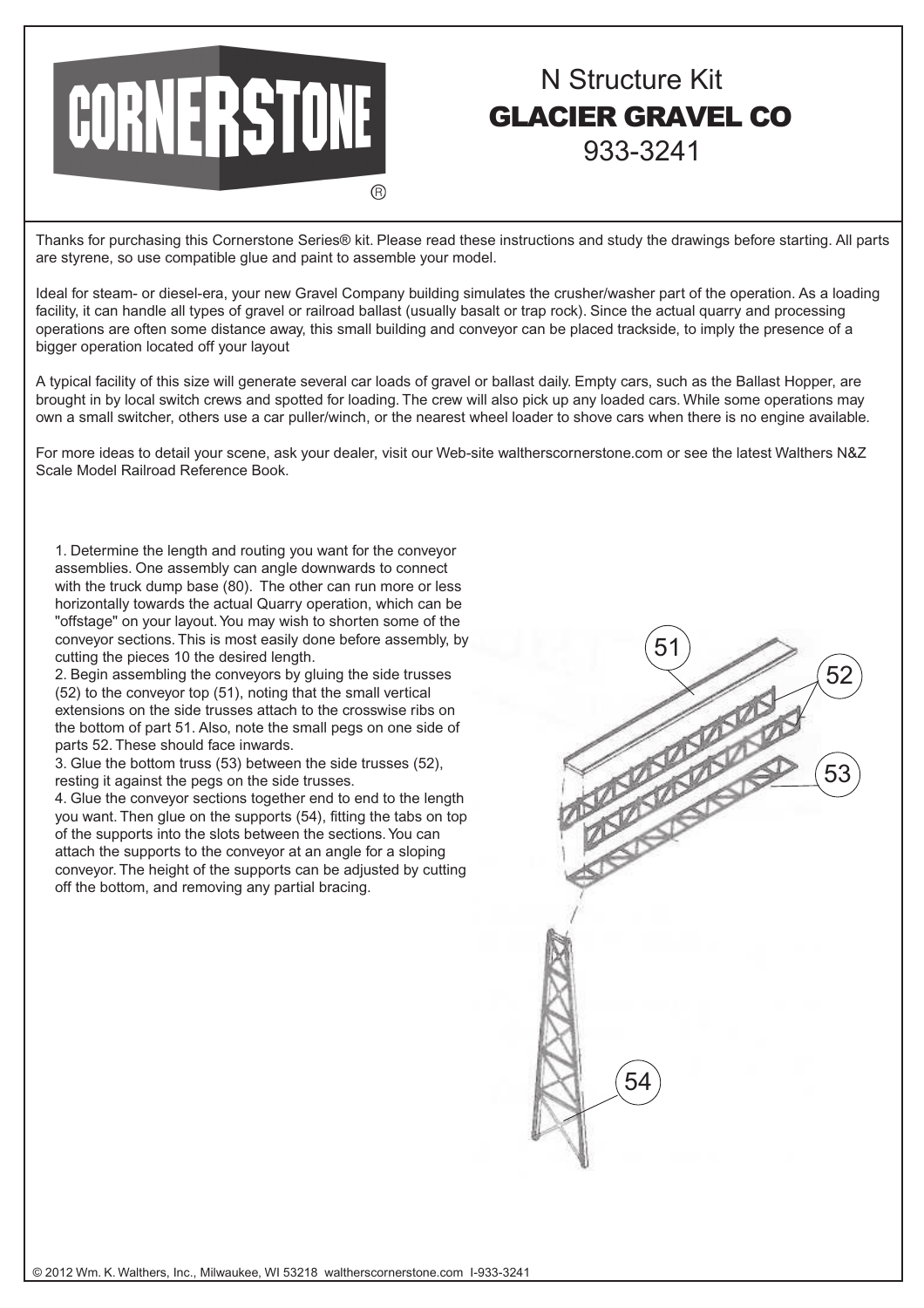CORNERSTONE®

# N Structure Kit
## GLACIER GRAVEL CO
933-3241

Thanks for purchasing this Cornerstone Series® kit. Please read these instructions and study the drawings before starting. All parts are styrene, so use compatible glue and paint to assemble your model.

Ideal for steam- or diesel-era, your new Gravel Company building simulates the crusher/washer part of the operation. As a loading facility, it can handle all types of gravel or railroad ballast (usually basalt or trap rock). Since the actual quarry and processing operations are often some distance away, this small building and conveyor can be placed trackside, to imply the presence of a bigger operation located off your layout

A typical facility of this size will generate several car loads of gravel or ballast daily. Empty cars, such as the Ballast Hopper, are brought in by local switch crews and spotted for loading. The crew will also pick up any loaded cars. While some operations may own a small switcher, others use a car puller/winch, or the nearest wheel loader to shove cars when there is no engine available.

For more ideas to detail your scene, ask your dealer, visit our Web-site waltherscornerstone.com or see the latest Walthers N&Z Scale Model Railroad Reference Book.

1. Determine the length and routing you want for the conveyor assemblies. One assembly can angle downwards to connect with the truck dump base (80). The other can run more or less horizontally towards the actual Quarry operation, which can be "offstage" on your layout. You may wish to shorten some of the conveyor sections. This is most easily done before assembly, by cutting the pieces 10 the desired length.
2. Begin assembling the conveyors by gluing the side trusses (52) to the conveyor top (51), noting that the small vertical extensions on the side trusses attach to the crosswise ribs on the bottom of part 51. Also, note the small pegs on one side of parts 52. These should face inwards.
3. Glue the bottom truss (53) between the side trusses (52), resting it against the pegs on the side trusses.
4. Glue the conveyor sections together end to end to the length you want. Then glue on the supports (54), fitting the tabs on top of the supports into the slots between the sections. You can attach the supports to the conveyor at an angle for a sloping conveyor. The height of the supports can be adjusted by cutting off the bottom, and removing any partial bracing.

51

52

53

54

© 2012 Wm. K. Walthers, Inc., Milwaukee, WI 53218 waltherscornerstone.com I-933-3241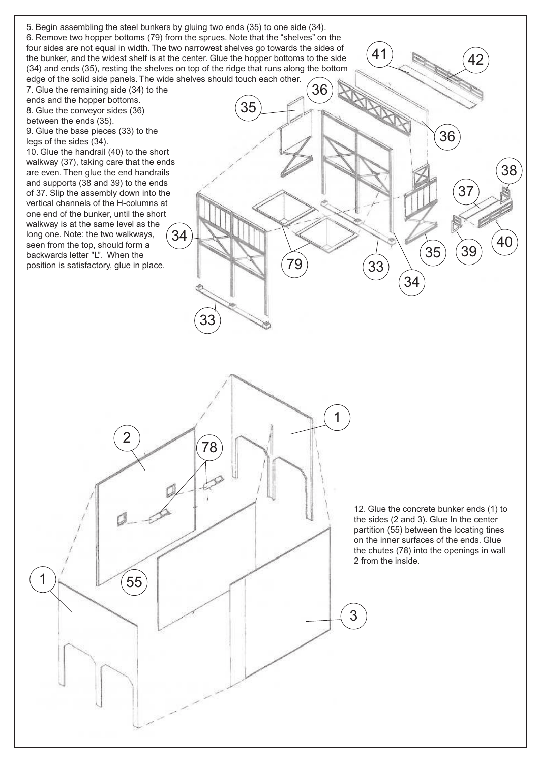5. Begin assembling the steel bunkers by gluing two ends (35) to one side (34).
6. Remove two hopper bottoms (79) from the sprues. Note that the "shelves" on the four sides are not equal in width. The two narrowest shelves go towards the sides of the bunker, and the widest shelf is at the center. Glue the hopper bottoms to the side (34) and ends (35), resting the shelves on top of the ridge that runs along the bottom edge of the solid side panels. The wide shelves should touch each other.
7. Glue the remaining side (34) to the ends and the hopper bottoms.
8. Glue the conveyor sides (36) between the ends (35).
9. Glue the base pieces (33) to the legs of the sides (34).
10. Glue the handrail (40) to the short walkway (37), taking care that the ends are even. Then glue the end handrails and supports (38 and 39) to the ends of 37. Slip the assembly down into the vertical channels of the H-columns at one end of the bunker, until the short walkway is at the same level as the long one. Note: the two walkways, seen from the top, should form a backwards letter "L". When the position is satisfactory, glue in place.

12. Glue the concrete bunker ends (1) to the sides (2 and 3). Glue In the center partition (55) between the locating tines on the inner surfaces of the ends. Glue the chutes (78) into the openings in wall 2 from the inside.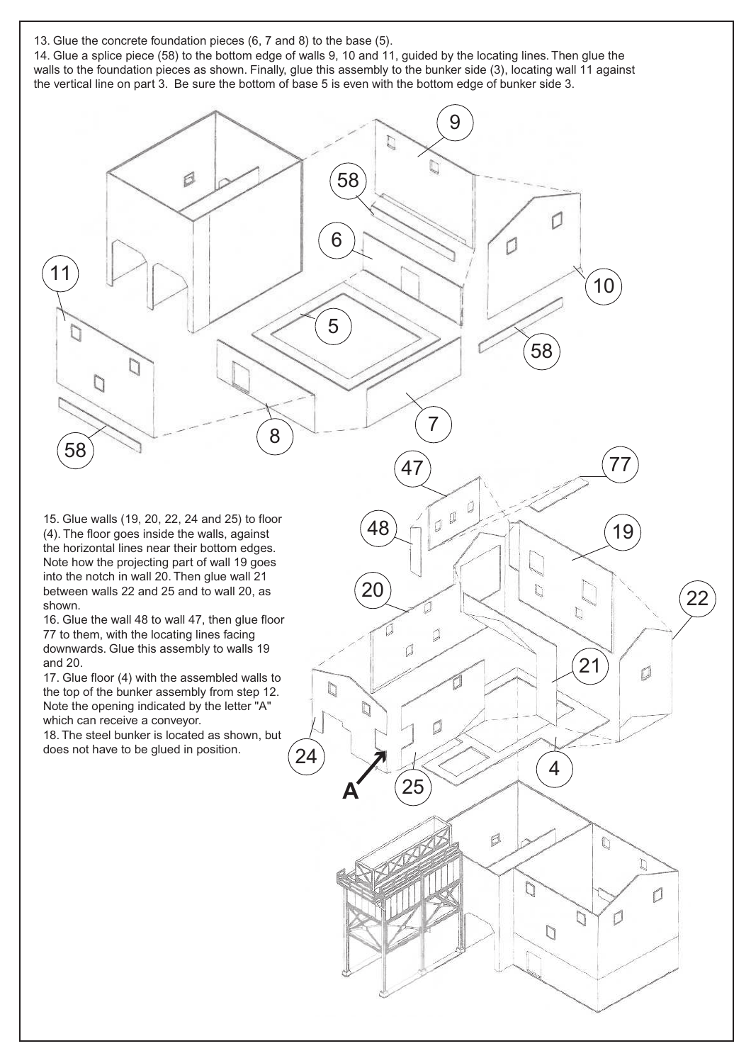13. Glue the concrete foundation pieces (6, 7 and 8) to the base (5).

14. Glue a splice piece (58) to the bottom edge of walls 9, 10 and 11, guided by the locating lines. Then glue the walls to the foundation pieces as shown. Finally, glue this assembly to the bunker side (3), locating wall 11 against the vertical line on part 3. Be sure the bottom of base 5 is even with the bottom edge of bunker side 3.

15. Glue walls (19, 20, 22, 24 and 25) to floor (4). The floor goes inside the walls, against the horizontal lines near their bottom edges. Note how the projecting part of wall 19 goes into the notch in wall 20. Then glue wall 21 between walls 22 and 25 and to wall 20, as shown.

16. Glue the wall 48 to wall 47, then glue floor 77 to them, with the locating lines facing downwards. Glue this assembly to walls 19 and 20.

17. Glue floor (4) with the assembled walls to the top of the bunker assembly from step 12. Note the opening indicated by the letter "A" which can receive a conveyor.

18. The steel bunker is located as shown, but does not have to be glued in position.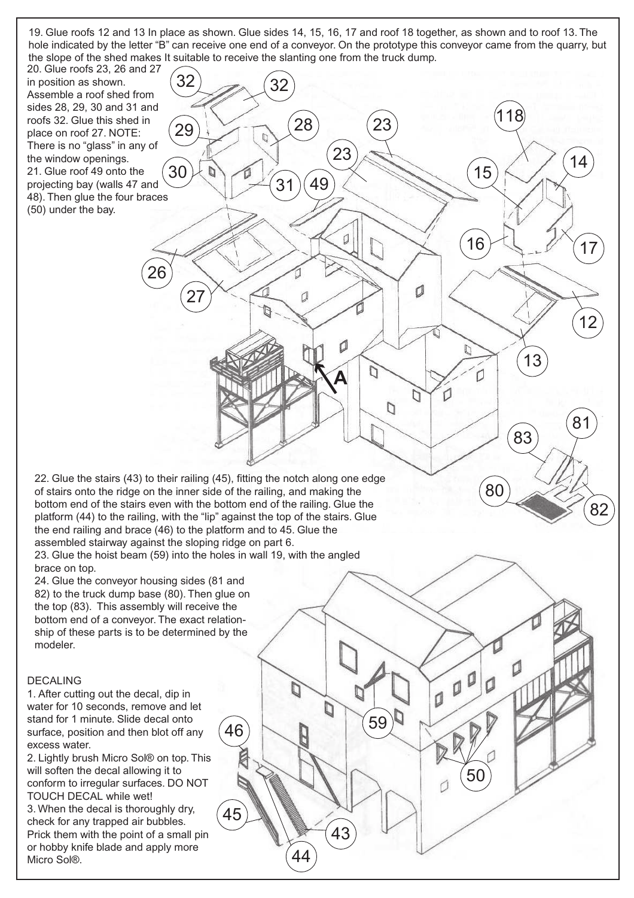19. Glue roofs 12 and 13 In place as shown. Glue sides 14, 15, 16, 17 and roof 18 together, as shown and to roof 13. The hole indicated by the letter "B" can receive one end of a conveyor. On the prototype this conveyor came from the quarry, but the slope of the shed makes It suitable to receive the slanting one from the truck dump.

20. Glue roofs 23, 26 and 27 in position as shown. Assemble a roof shed from sides 28, 29, 30 and 31 and roofs 32. Glue this shed in place on roof 27. NOTE: There is no "glass" in any of the window openings.

21. Glue roof 49 onto the projecting bay (walls 47 and 48). Then glue the four braces (50) under the bay.

32
32
29
28
23
23
118
14
15
30
31
49
16
17
26
27
12
13
A
81
83
80
82

22. Glue the stairs (43) to their railing (45), fitting the notch along one edge of stairs onto the ridge on the inner side of the railing, and making the bottom end of the stairs even with the bottom end of the railing. Glue the platform (44) to the railing, with the "lip" against the top of the stairs. Glue the end railing and brace (46) to the platform and to 45. Glue the assembled stairway against the sloping ridge on part 6.

23. Glue the hoist beam (59) into the holes in wall 19, with the angled brace on top.

24. Glue the conveyor housing sides (81 and 82) to the truck dump base (80). Then glue on the top (83). This assembly will receive the bottom end of a conveyor. The exact relationship of these parts is to be determined by the modeler.

DECALING

1. After cutting out the decal, dip in water for 10 seconds, remove and let stand for 1 minute. Slide decal onto surface, position and then blot off any excess water.
2. Lightly brush Micro Sol® on top. This will soften the decal allowing it to conform to irregular surfaces. DO NOT TOUCH DECAL while wet!
3. When the decal is thoroughly dry, check for any trapped air bubbles. Prick them with the point of a small pin or hobby knife blade and apply more Micro Sol®.

59
46
50
45
43
44